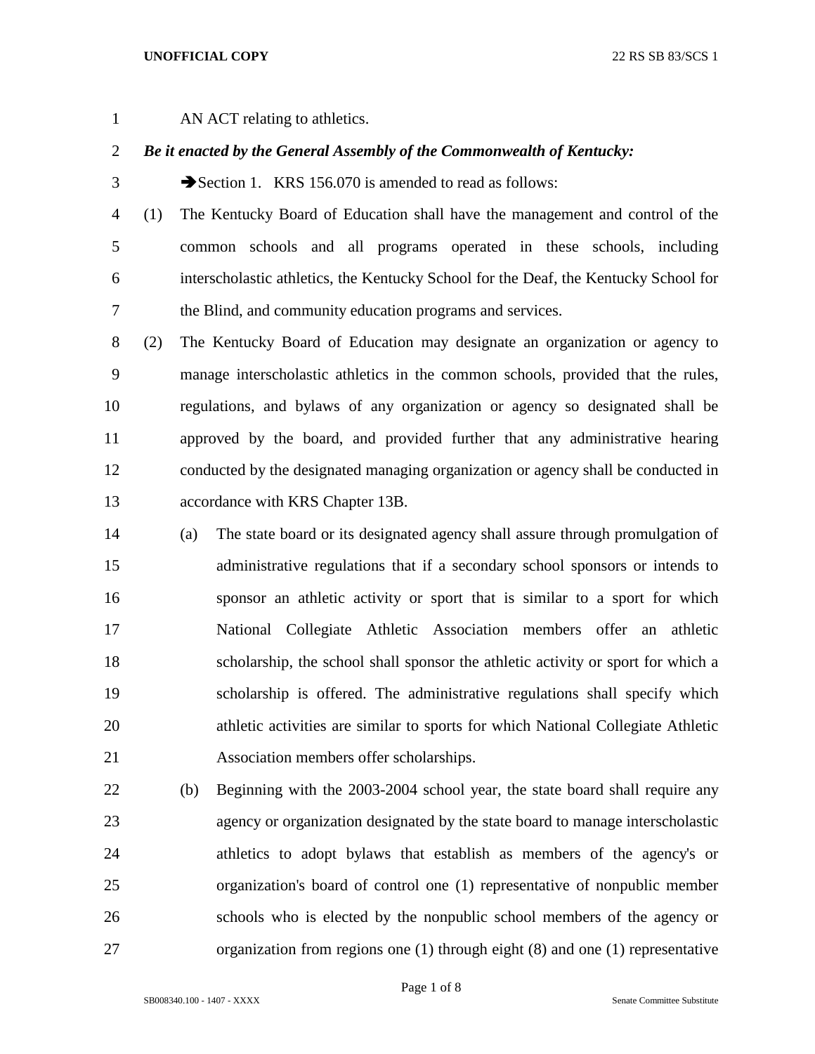AN ACT relating to athletics.

***Be it enacted by the General Assembly of the Commonwealth of Kentucky:***

➔Section 1. KRS 156.070 is amended to read as follows:

(1) The Kentucky Board of Education shall have the management and control of the common schools and all programs operated in these schools, including interscholastic athletics, the Kentucky School for the Deaf, the Kentucky School for the Blind, and community education programs and services.

(2) The Kentucky Board of Education may designate an organization or agency to manage interscholastic athletics in the common schools, provided that the rules, regulations, and bylaws of any organization or agency so designated shall be approved by the board, and provided further that any administrative hearing conducted by the designated managing organization or agency shall be conducted in accordance with KRS Chapter 13B.

(a) The state board or its designated agency shall assure through promulgation of administrative regulations that if a secondary school sponsors or intends to sponsor an athletic activity or sport that is similar to a sport for which National Collegiate Athletic Association members offer an athletic scholarship, the school shall sponsor the athletic activity or sport for which a scholarship is offered. The administrative regulations shall specify which athletic activities are similar to sports for which National Collegiate Athletic Association members offer scholarships.

(b) Beginning with the 2003-2004 school year, the state board shall require any agency or organization designated by the state board to manage interscholastic athletics to adopt bylaws that establish as members of the agency's or organization's board of control one (1) representative of nonpublic member schools who is elected by the nonpublic school members of the agency or organization from regions one (1) through eight (8) and one (1) representative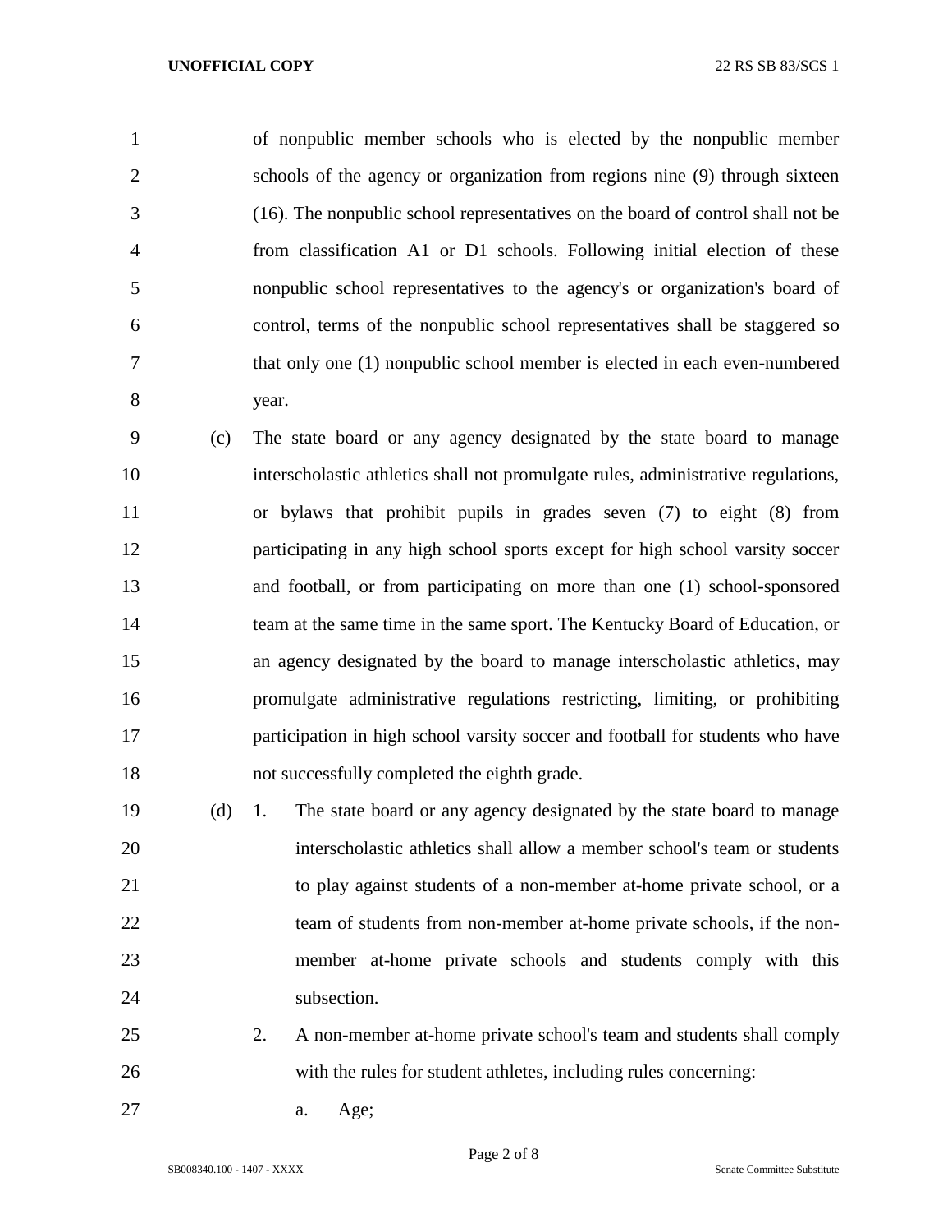of nonpublic member schools who is elected by the nonpublic member schools of the agency or organization from regions nine (9) through sixteen (16). The nonpublic school representatives on the board of control shall not be from classification A1 or D1 schools. Following initial election of these nonpublic school representatives to the agency's or organization's board of control, terms of the nonpublic school representatives shall be staggered so that only one (1) nonpublic school member is elected in each even-numbered year.

(c) The state board or any agency designated by the state board to manage interscholastic athletics shall not promulgate rules, administrative regulations, or bylaws that prohibit pupils in grades seven (7) to eight (8) from participating in any high school sports except for high school varsity soccer and football, or from participating on more than one (1) school-sponsored team at the same time in the same sport. The Kentucky Board of Education, or an agency designated by the board to manage interscholastic athletics, may promulgate administrative regulations restricting, limiting, or prohibiting participation in high school varsity soccer and football for students who have not successfully completed the eighth grade.

(d) 1. The state board or any agency designated by the state board to manage interscholastic athletics shall allow a member school's team or students to play against students of a non-member at-home private school, or a team of students from non-member at-home private schools, if the non-member at-home private schools and students comply with this subsection.

2. A non-member at-home private school's team and students shall comply with the rules for student athletes, including rules concerning:

a. Age;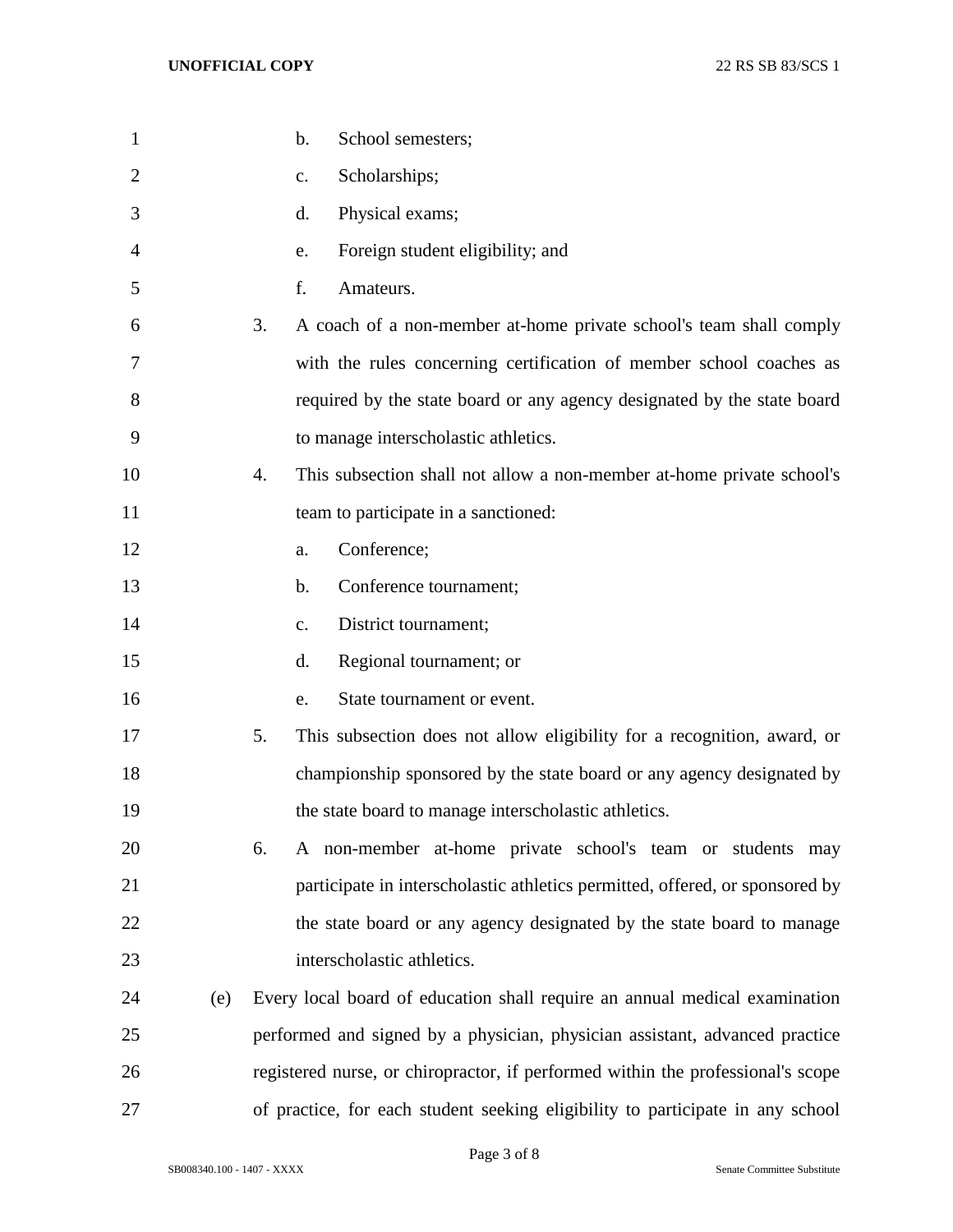b. School semesters;

c. Scholarships;

d. Physical exams;

e. Foreign student eligibility; and

f. Amateurs.

3. A coach of a non-member at-home private school's team shall comply with the rules concerning certification of member school coaches as required by the state board or any agency designated by the state board to manage interscholastic athletics.

4. This subsection shall not allow a non-member at-home private school's team to participate in a sanctioned:

   a. Conference;

   b. Conference tournament;

   c. District tournament;

   d. Regional tournament; or

   e. State tournament or event.

5. This subsection does not allow eligibility for a recognition, award, or championship sponsored by the state board or any agency designated by the state board to manage interscholastic athletics.

6. A non-member at-home private school's team or students may participate in interscholastic athletics permitted, offered, or sponsored by the state board or any agency designated by the state board to manage interscholastic athletics.

(e) Every local board of education shall require an annual medical examination performed and signed by a physician, physician assistant, advanced practice registered nurse, or chiropractor, if performed within the professional's scope of practice, for each student seeking eligibility to participate in any school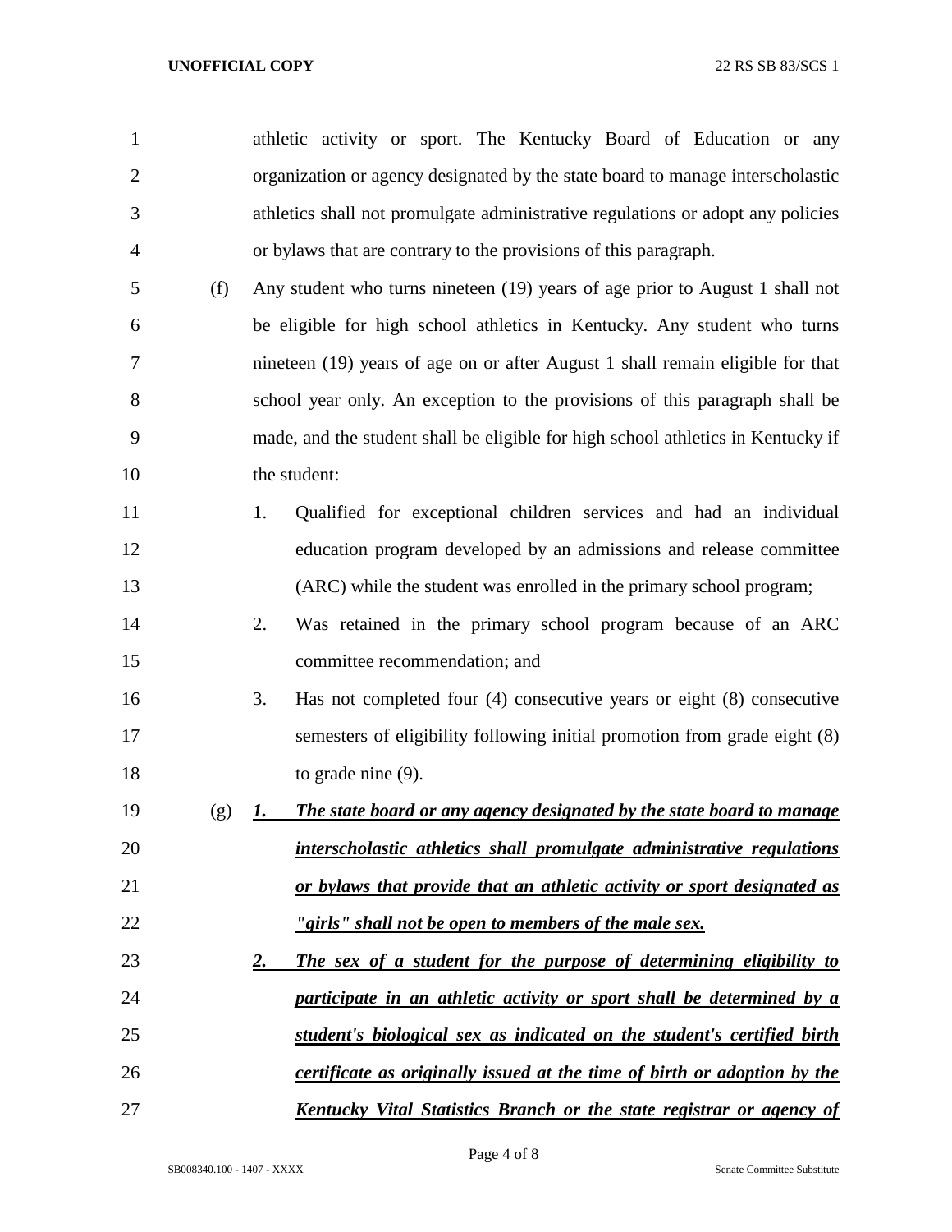athletic activity or sport. The Kentucky Board of Education or any organization or agency designated by the state board to manage interscholastic athletics shall not promulgate administrative regulations or adopt any policies or bylaws that are contrary to the provisions of this paragraph.

(f) Any student who turns nineteen (19) years of age prior to August 1 shall not be eligible for high school athletics in Kentucky. Any student who turns nineteen (19) years of age on or after August 1 shall remain eligible for that school year only. An exception to the provisions of this paragraph shall be made, and the student shall be eligible for high school athletics in Kentucky if the student:

1. Qualified for exceptional children services and had an individual education program developed by an admissions and release committee (ARC) while the student was enrolled in the primary school program;
2. Was retained in the primary school program because of an ARC committee recommendation; and
3. Has not completed four (4) consecutive years or eight (8) consecutive semesters of eligibility following initial promotion from grade eight (8) to grade nine (9).

(g) ***1. The state board or any agency designated by the state board to manage interscholastic athletics shall promulgate administrative regulations or bylaws that provide that an athletic activity or sport designated as "girls" shall not be open to members of the male sex.***

***2. The sex of a student for the purpose of determining eligibility to participate in an athletic activity or sport shall be determined by a student's biological sex as indicated on the student's certified birth certificate as originally issued at the time of birth or adoption by the Kentucky Vital Statistics Branch or the state registrar or agency of***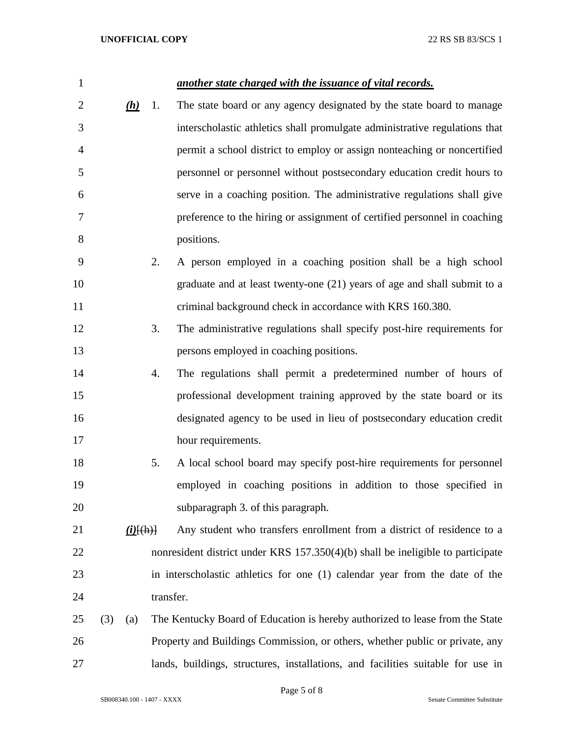***another state charged with the issuance of vital records.***

***(h)*** 1. The state board or any agency designated by the state board to manage interscholastic athletics shall promulgate administrative regulations that permit a school district to employ or assign nonteaching or noncertified personnel or personnel without postsecondary education credit hours to serve in a coaching position. The administrative regulations shall give preference to the hiring or assignment of certified personnel in coaching positions.

2. A person employed in a coaching position shall be a high school graduate and at least twenty-one (21) years of age and shall submit to a criminal background check in accordance with KRS 160.380.

3. The administrative regulations shall specify post-hire requirements for persons employed in coaching positions.

4. The regulations shall permit a predetermined number of hours of professional development training approved by the state board or its designated agency to be used in lieu of postsecondary education credit hour requirements.

5. A local school board may specify post-hire requirements for personnel employed in coaching positions in addition to those specified in subparagraph 3. of this paragraph.

***(i)***[~~(h)~~] Any student who transfers enrollment from a district of residence to a nonresident district under KRS 157.350(4)(b) shall be ineligible to participate in interscholastic athletics for one (1) calendar year from the date of the transfer.

(3) (a) The Kentucky Board of Education is hereby authorized to lease from the State Property and Buildings Commission, or others, whether public or private, any lands, buildings, structures, installations, and facilities suitable for use in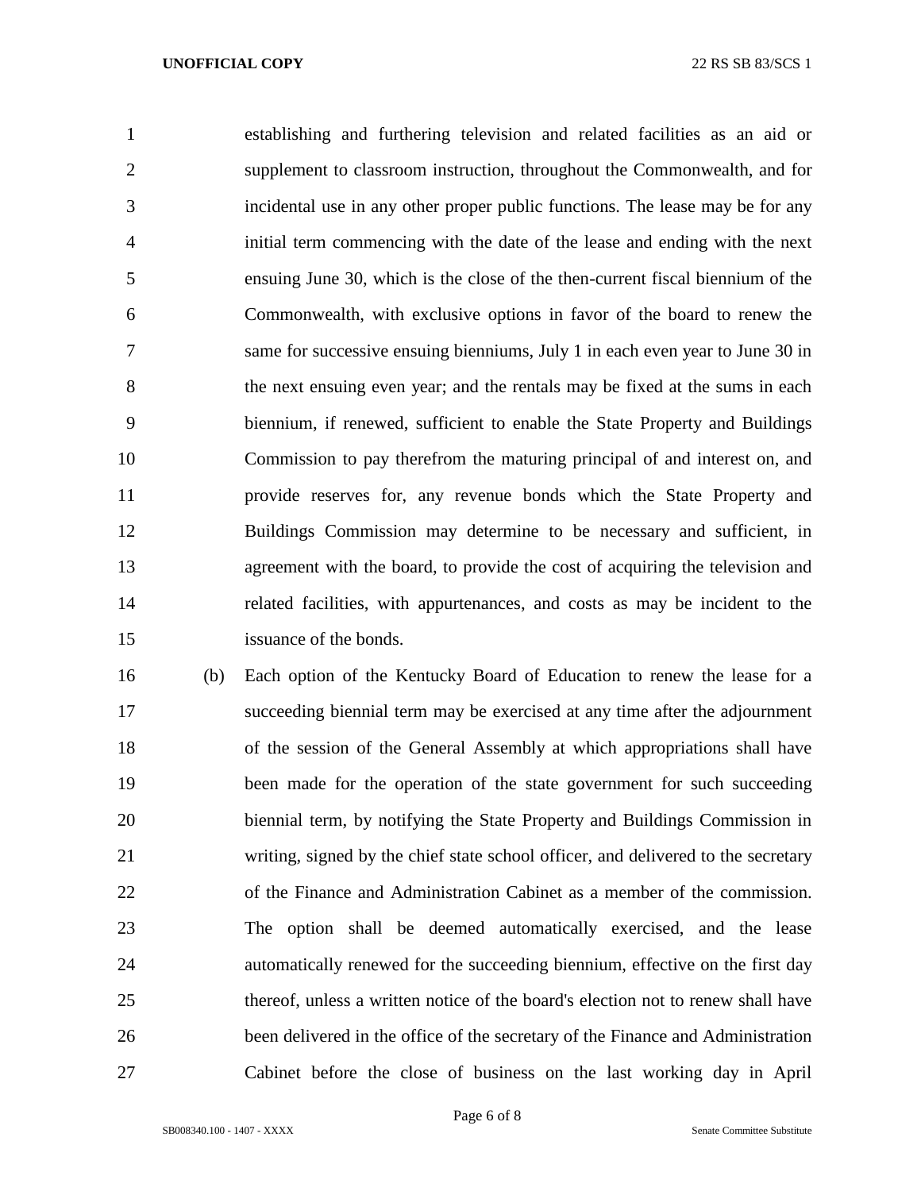establishing and furthering television and related facilities as an aid or supplement to classroom instruction, throughout the Commonwealth, and for incidental use in any other proper public functions. The lease may be for any initial term commencing with the date of the lease and ending with the next ensuing June 30, which is the close of the then-current fiscal biennium of the Commonwealth, with exclusive options in favor of the board to renew the same for successive ensuing bienniums, July 1 in each even year to June 30 in the next ensuing even year; and the rentals may be fixed at the sums in each biennium, if renewed, sufficient to enable the State Property and Buildings Commission to pay therefrom the maturing principal of and interest on, and provide reserves for, any revenue bonds which the State Property and Buildings Commission may determine to be necessary and sufficient, in agreement with the board, to provide the cost of acquiring the television and related facilities, with appurtenances, and costs as may be incident to the issuance of the bonds.

(b) Each option of the Kentucky Board of Education to renew the lease for a succeeding biennial term may be exercised at any time after the adjournment of the session of the General Assembly at which appropriations shall have been made for the operation of the state government for such succeeding biennial term, by notifying the State Property and Buildings Commission in writing, signed by the chief state school officer, and delivered to the secretary of the Finance and Administration Cabinet as a member of the commission. The option shall be deemed automatically exercised, and the lease automatically renewed for the succeeding biennium, effective on the first day thereof, unless a written notice of the board's election not to renew shall have been delivered in the office of the secretary of the Finance and Administration Cabinet before the close of business on the last working day in April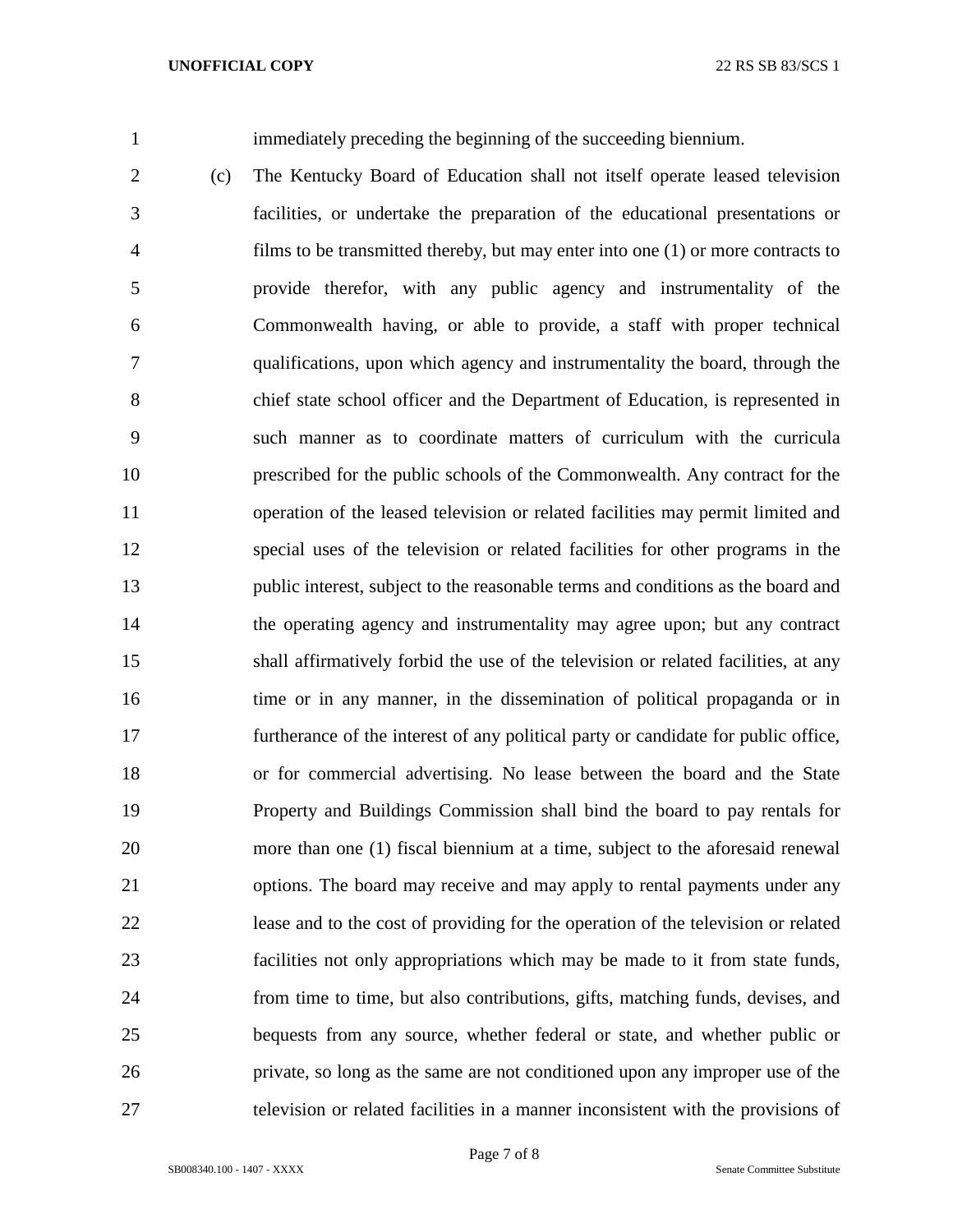immediately preceding the beginning of the succeeding biennium.

(c) The Kentucky Board of Education shall not itself operate leased television facilities, or undertake the preparation of the educational presentations or films to be transmitted thereby, but may enter into one (1) or more contracts to provide therefor, with any public agency and instrumentality of the Commonwealth having, or able to provide, a staff with proper technical qualifications, upon which agency and instrumentality the board, through the chief state school officer and the Department of Education, is represented in such manner as to coordinate matters of curriculum with the curricula prescribed for the public schools of the Commonwealth. Any contract for the operation of the leased television or related facilities may permit limited and special uses of the television or related facilities for other programs in the public interest, subject to the reasonable terms and conditions as the board and the operating agency and instrumentality may agree upon; but any contract shall affirmatively forbid the use of the television or related facilities, at any time or in any manner, in the dissemination of political propaganda or in furtherance of the interest of any political party or candidate for public office, or for commercial advertising. No lease between the board and the State Property and Buildings Commission shall bind the board to pay rentals for more than one (1) fiscal biennium at a time, subject to the aforesaid renewal options. The board may receive and may apply to rental payments under any lease and to the cost of providing for the operation of the television or related facilities not only appropriations which may be made to it from state funds, from time to time, but also contributions, gifts, matching funds, devises, and bequests from any source, whether federal or state, and whether public or private, so long as the same are not conditioned upon any improper use of the television or related facilities in a manner inconsistent with the provisions of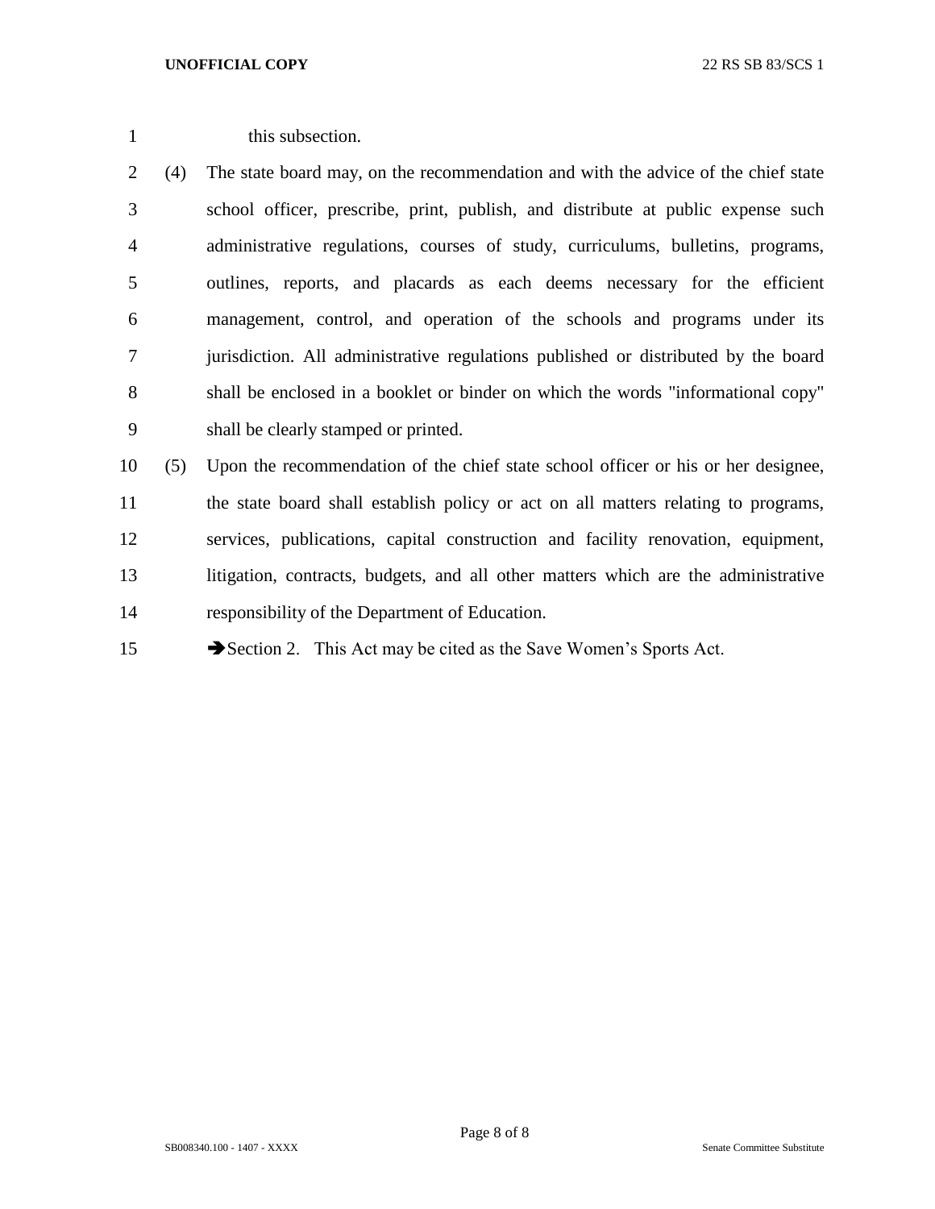this subsection.

(4) The state board may, on the recommendation and with the advice of the chief state school officer, prescribe, print, publish, and distribute at public expense such administrative regulations, courses of study, curriculums, bulletins, programs, outlines, reports, and placards as each deems necessary for the efficient management, control, and operation of the schools and programs under its jurisdiction. All administrative regulations published or distributed by the board shall be enclosed in a booklet or binder on which the words "informational copy" shall be clearly stamped or printed.

(5) Upon the recommendation of the chief state school officer or his or her designee, the state board shall establish policy or act on all matters relating to programs, services, publications, capital construction and facility renovation, equipment, litigation, contracts, budgets, and all other matters which are the administrative responsibility of the Department of Education.

➔Section 2. This Act may be cited as the Save Women's Sports Act.